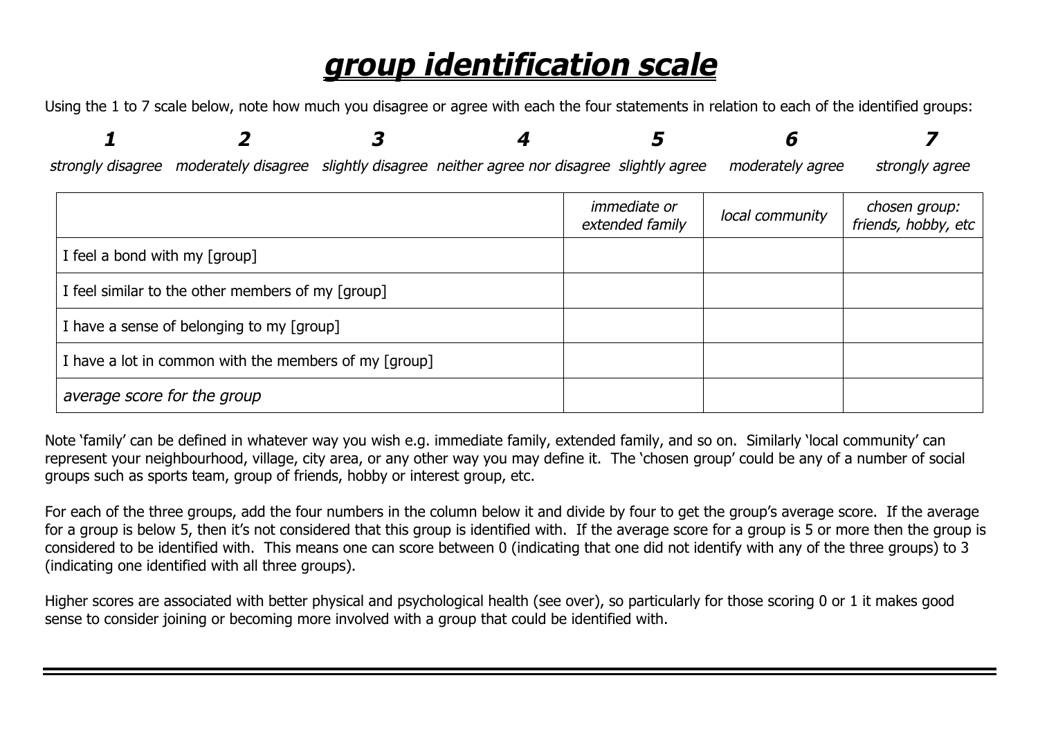# ***group identification scale***

Using the 1 to 7 scale below, note how much you disagree or agree with each the four statements in relation to each of the identified groups:

| **1** | **2** | **3** | **4** | **5** | **6** | **7** |
|---|---|---|---|---|---|---|
| *strongly disagree* | *moderately disagree* | *slightly disagree* | *neither agree nor disagree* | *slightly agree* | *moderately agree* | *strongly agree* |

| | *immediate or extended family* | *local community* | *chosen group: friends, hobby, etc* |
|---|---|---|---|
| I feel a bond with my [group] | | | |
| I feel similar to the other members of my [group] | | | |
| I have a sense of belonging to my [group] | | | |
| I have a lot in common with the members of my [group] | | | |
| *average score for the group* | | | |

Note 'family' can be defined in whatever way you wish e.g. immediate family, extended family, and so on. Similarly 'local community' can represent your neighbourhood, village, city area, or any other way you may define it. The 'chosen group' could be any of a number of social groups such as sports team, group of friends, hobby or interest group, etc.

For each of the three groups, add the four numbers in the column below it and divide by four to get the group's average score. If the average for a group is below 5, then it's not considered that this group is identified with. If the average score for a group is 5 or more then the group is considered to be identified with. This means one can score between 0 (indicating that one did not identify with any of the three groups) to 3 (indicating one identified with all three groups).

Higher scores are associated with better physical and psychological health (see over), so particularly for those scoring 0 or 1 it makes good sense to consider joining or becoming more involved with a group that could be identified with.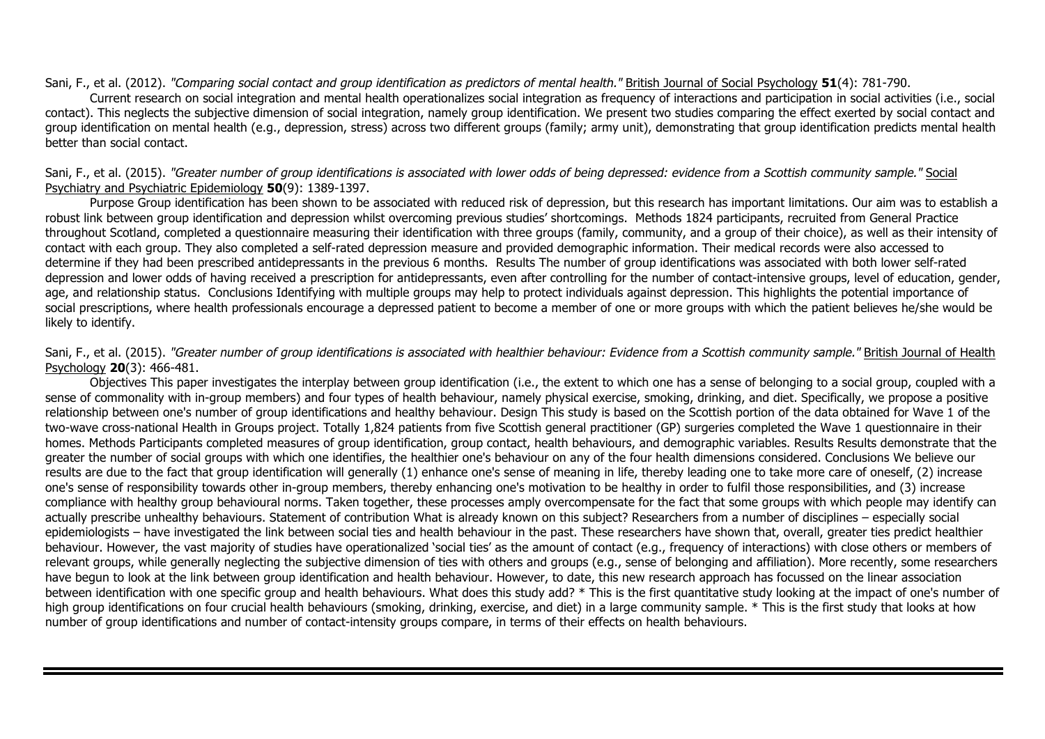Sani, F., et al. (2012). *"Comparing social contact and group identification as predictors of mental health."* British Journal of Social Psychology **51**(4): 781-790.

Current research on social integration and mental health operationalizes social integration as frequency of interactions and participation in social activities (i.e., social contact). This neglects the subjective dimension of social integration, namely group identification. We present two studies comparing the effect exerted by social contact and group identification on mental health (e.g., depression, stress) across two different groups (family; army unit), demonstrating that group identification predicts mental health better than social contact.

Sani, F., et al. (2015). *"Greater number of group identifications is associated with lower odds of being depressed: evidence from a Scottish community sample."* Social Psychiatry and Psychiatric Epidemiology **50**(9): 1389-1397.

Purpose Group identification has been shown to be associated with reduced risk of depression, but this research has important limitations. Our aim was to establish a robust link between group identification and depression whilst overcoming previous studies' shortcomings. Methods 1824 participants, recruited from General Practice throughout Scotland, completed a questionnaire measuring their identification with three groups (family, community, and a group of their choice), as well as their intensity of contact with each group. They also completed a self-rated depression measure and provided demographic information. Their medical records were also accessed to determine if they had been prescribed antidepressants in the previous 6 months. Results The number of group identifications was associated with both lower self-rated depression and lower odds of having received a prescription for antidepressants, even after controlling for the number of contact-intensive groups, level of education, gender, age, and relationship status. Conclusions Identifying with multiple groups may help to protect individuals against depression. This highlights the potential importance of social prescriptions, where health professionals encourage a depressed patient to become a member of one or more groups with which the patient believes he/she would be likely to identify.

Sani, F., et al. (2015). *"Greater number of group identifications is associated with healthier behaviour: Evidence from a Scottish community sample."* British Journal of Health Psychology **20**(3): 466-481.

Objectives This paper investigates the interplay between group identification (i.e., the extent to which one has a sense of belonging to a social group, coupled with a sense of commonality with in-group members) and four types of health behaviour, namely physical exercise, smoking, drinking, and diet. Specifically, we propose a positive relationship between one's number of group identifications and healthy behaviour. Design This study is based on the Scottish portion of the data obtained for Wave 1 of the two-wave cross-national Health in Groups project. Totally 1,824 patients from five Scottish general practitioner (GP) surgeries completed the Wave 1 questionnaire in their homes. Methods Participants completed measures of group identification, group contact, health behaviours, and demographic variables. Results Results demonstrate that the greater the number of social groups with which one identifies, the healthier one's behaviour on any of the four health dimensions considered. Conclusions We believe our results are due to the fact that group identification will generally (1) enhance one's sense of meaning in life, thereby leading one to take more care of oneself, (2) increase one's sense of responsibility towards other in-group members, thereby enhancing one's motivation to be healthy in order to fulfil those responsibilities, and (3) increase compliance with healthy group behavioural norms. Taken together, these processes amply overcompensate for the fact that some groups with which people may identify can actually prescribe unhealthy behaviours. Statement of contribution What is already known on this subject? Researchers from a number of disciplines – especially social epidemiologists – have investigated the link between social ties and health behaviour in the past. These researchers have shown that, overall, greater ties predict healthier behaviour. However, the vast majority of studies have operationalized 'social ties' as the amount of contact (e.g., frequency of interactions) with close others or members of relevant groups, while generally neglecting the subjective dimension of ties with others and groups (e.g., sense of belonging and affiliation). More recently, some researchers have begun to look at the link between group identification and health behaviour. However, to date, this new research approach has focussed on the linear association between identification with one specific group and health behaviours. What does this study add? * This is the first quantitative study looking at the impact of one's number of high group identifications on four crucial health behaviours (smoking, drinking, exercise, and diet) in a large community sample. * This is the first study that looks at how number of group identifications and number of contact-intensity groups compare, in terms of their effects on health behaviours.